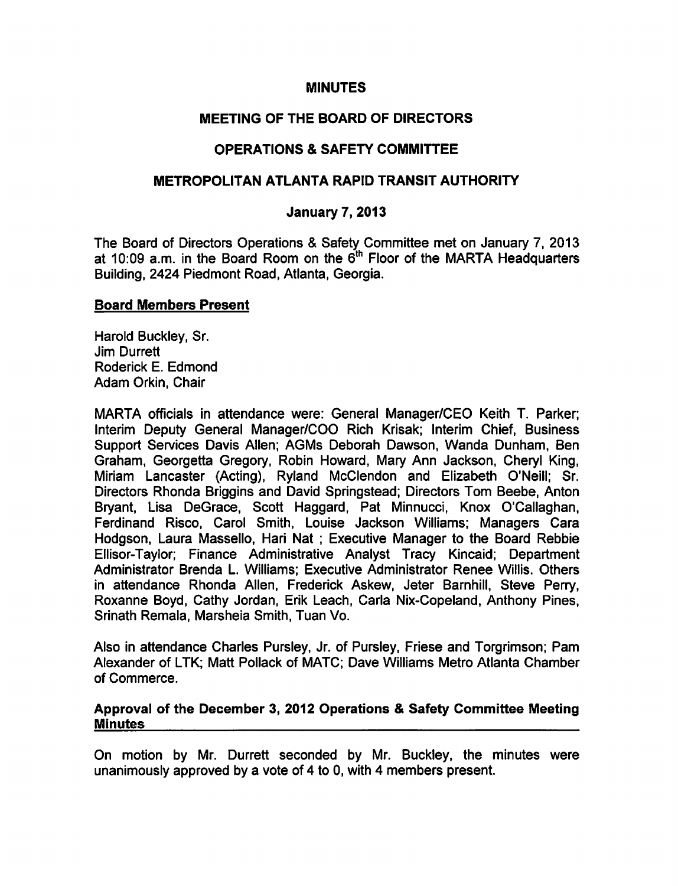# MINUTES

## MEETING OF THE BOARD OF DIRECTORS

## OPERATIONS & SAFETY COMMITTEE

## METROPOLITAN ATLANTA RAPID TRANSIT AUTHORITY

### January 7, 2013

The Board of Directors Operations & Safety Committee met on January 7, 2013 at 10:09 a.m. in the Board Room on the 6th Floor of the MARTA Headquarters Building, 2424 Piedmont Road, Atlanta, Georgia.

**Board Members Present**

Harold Buckley, Sr.
Jim Durrett
Roderick E. Edmond
Adam Orkin, Chair

MARTA officials in attendance were: General Manager/CEO Keith T. Parker; Interim Deputy General Manager/COO Rich Krisak; Interim Chief, Business Support Services Davis Allen; AGMs Deborah Dawson, Wanda Dunham, Ben Graham, Georgetta Gregory, Robin Howard, Mary Ann Jackson, Cheryl King, Miriam Lancaster (Acting), Ryland McClendon and Elizabeth O'Neill; Sr. Directors Rhonda Briggins and David Springstead; Directors Tom Beebe, Anton Bryant, Lisa DeGrace, Scott Haggard, Pat Minnucci, Knox O'Callaghan, Ferdinand Risco, Carol Smith, Louise Jackson Williams; Managers Cara Hodgson, Laura Massello, Hari Nat ; Executive Manager to the Board Rebbie Ellisor-Taylor; Finance Administrative Analyst Tracy Kincaid; Department Administrator Brenda L. Williams; Executive Administrator Renee Willis. Others in attendance Rhonda Allen, Frederick Askew, Jeter Barnhill, Steve Perry, Roxanne Boyd, Cathy Jordan, Erik Leach, Carla Nix-Copeland, Anthony Pines, Srinath Remala, Marsheia Smith, Tuan Vo.

Also in attendance Charles Pursley, Jr. of Pursley, Friese and Torgrimson; Pam Alexander of LTK; Matt Pollack of MATC; Dave Williams Metro Atlanta Chamber of Commerce.

**Approval of the December 3, 2012 Operations & Safety Committee Meeting Minutes**

On motion by Mr. Durrett seconded by Mr. Buckley, the minutes were unanimously approved by a vote of 4 to 0, with 4 members present.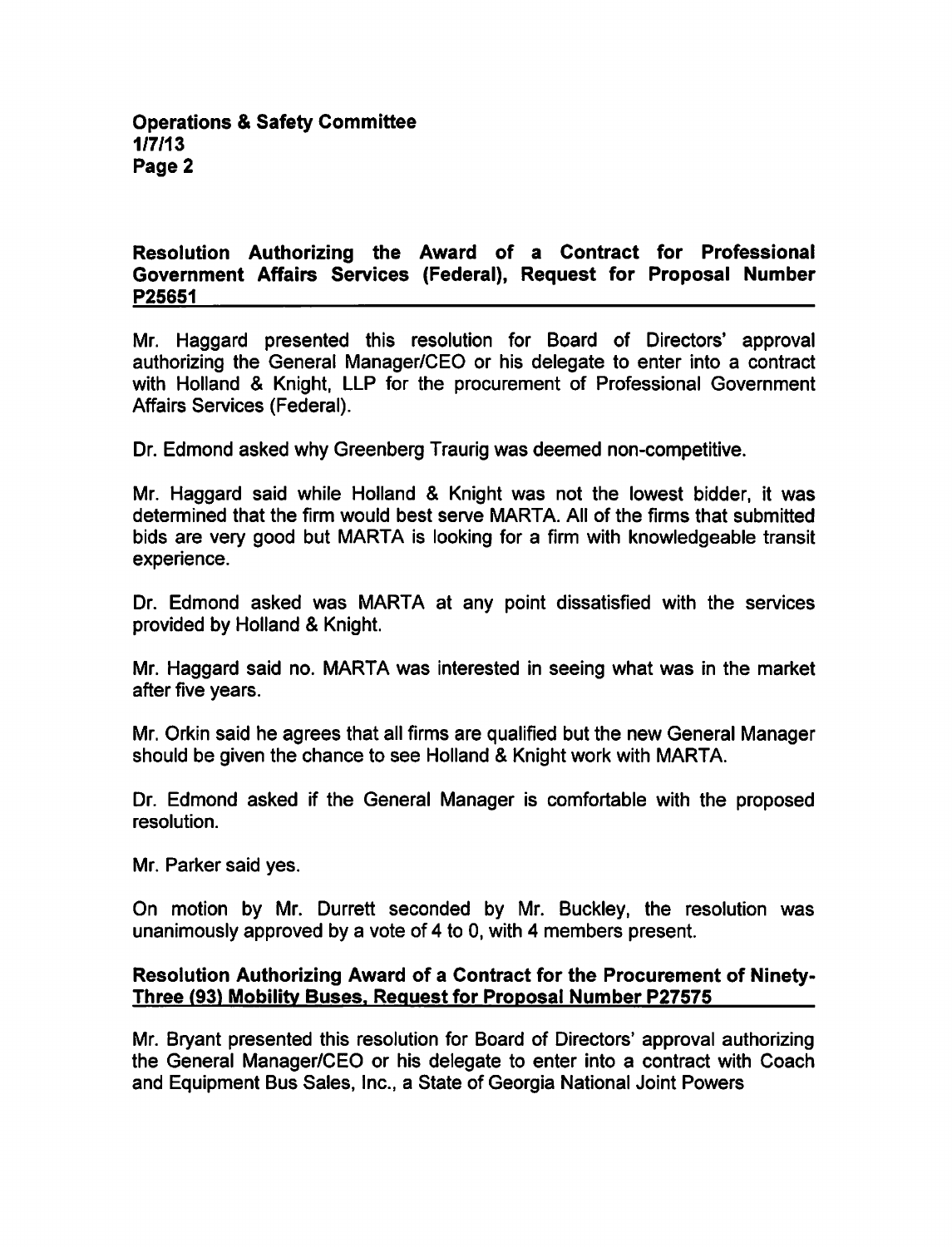**Resolution Authorizing the Award of a Contract for Professional Government Affairs Services (Federal), Request for Proposal Number P25651**

Mr. Haggard presented this resolution for Board of Directors' approval authorizing the General Manager/CEO or his delegate to enter into a contract with Holland & Knight, LLP for the procurement of Professional Government Affairs Services (Federal).

Dr. Edmond asked why Greenberg Traurig was deemed non-competitive.

Mr. Haggard said while Holland & Knight was not the lowest bidder, it was determined that the firm would best serve MARTA. All of the firms that submitted bids are very good but MARTA is looking for a firm with knowledgeable transit experience.

Dr. Edmond asked was MARTA at any point dissatisfied with the services provided by Holland & Knight.

Mr. Haggard said no. MARTA was interested in seeing what was in the market after five years.

Mr. Orkin said he agrees that all firms are qualified but the new General Manager should be given the chance to see Holland & Knight work with MARTA.

Dr. Edmond asked if the General Manager is comfortable with the proposed resolution.

Mr. Parker said yes.

On motion by Mr. Durrett seconded by Mr. Buckley, the resolution was unanimously approved by a vote of 4 to 0, with 4 members present.

**Resolution Authorizing Award of a Contract for the Procurement of Ninety-Three (93) Mobility Buses, Request for Proposal Number P27575**

Mr. Bryant presented this resolution for Board of Directors' approval authorizing the General Manager/CEO or his delegate to enter into a contract with Coach and Equipment Bus Sales, Inc., a State of Georgia National Joint Powers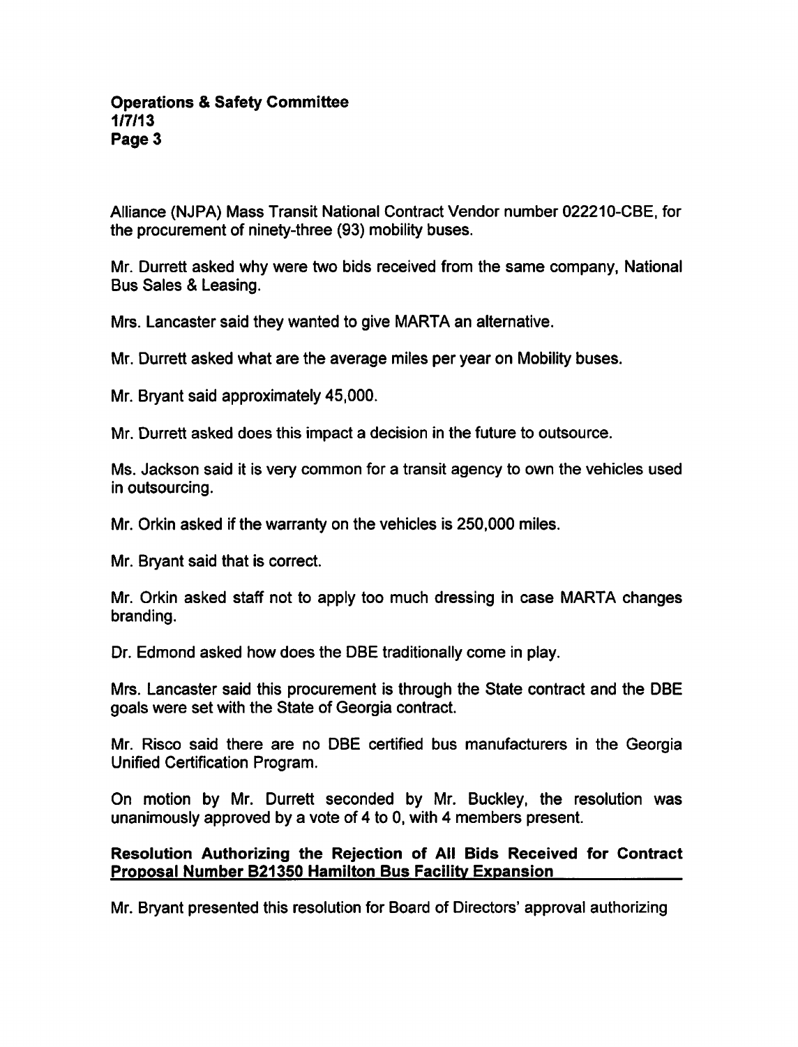Alliance (NJPA) Mass Transit National Contract Vendor number 022210-CBE, for the procurement of ninety-three (93) mobility buses.

Mr. Durrett asked why were two bids received from the same company, National Bus Sales & Leasing.

Mrs. Lancaster said they wanted to give MARTA an alternative.

Mr. Durrett asked what are the average miles per year on Mobility buses.

Mr. Bryant said approximately 45,000.

Mr. Durrett asked does this impact a decision in the future to outsource.

Ms. Jackson said it is very common for a transit agency to own the vehicles used in outsourcing.

Mr. Orkin asked if the warranty on the vehicles is 250,000 miles.

Mr. Bryant said that is correct.

Mr. Orkin asked staff not to apply too much dressing in case MARTA changes branding.

Dr. Edmond asked how does the DBE traditionally come in play.

Mrs. Lancaster said this procurement is through the State contract and the DBE goals were set with the State of Georgia contract.

Mr. Risco said there are no DBE certified bus manufacturers in the Georgia Unified Certification Program.

On motion by Mr. Durrett seconded by Mr. Buckley, the resolution was unanimously approved by a vote of 4 to 0, with 4 members present.

**Resolution Authorizing the Rejection of All Bids Received for Contract Proposal Number B21350 Hamilton Bus Facility Expansion**

Mr. Bryant presented this resolution for Board of Directors' approval authorizing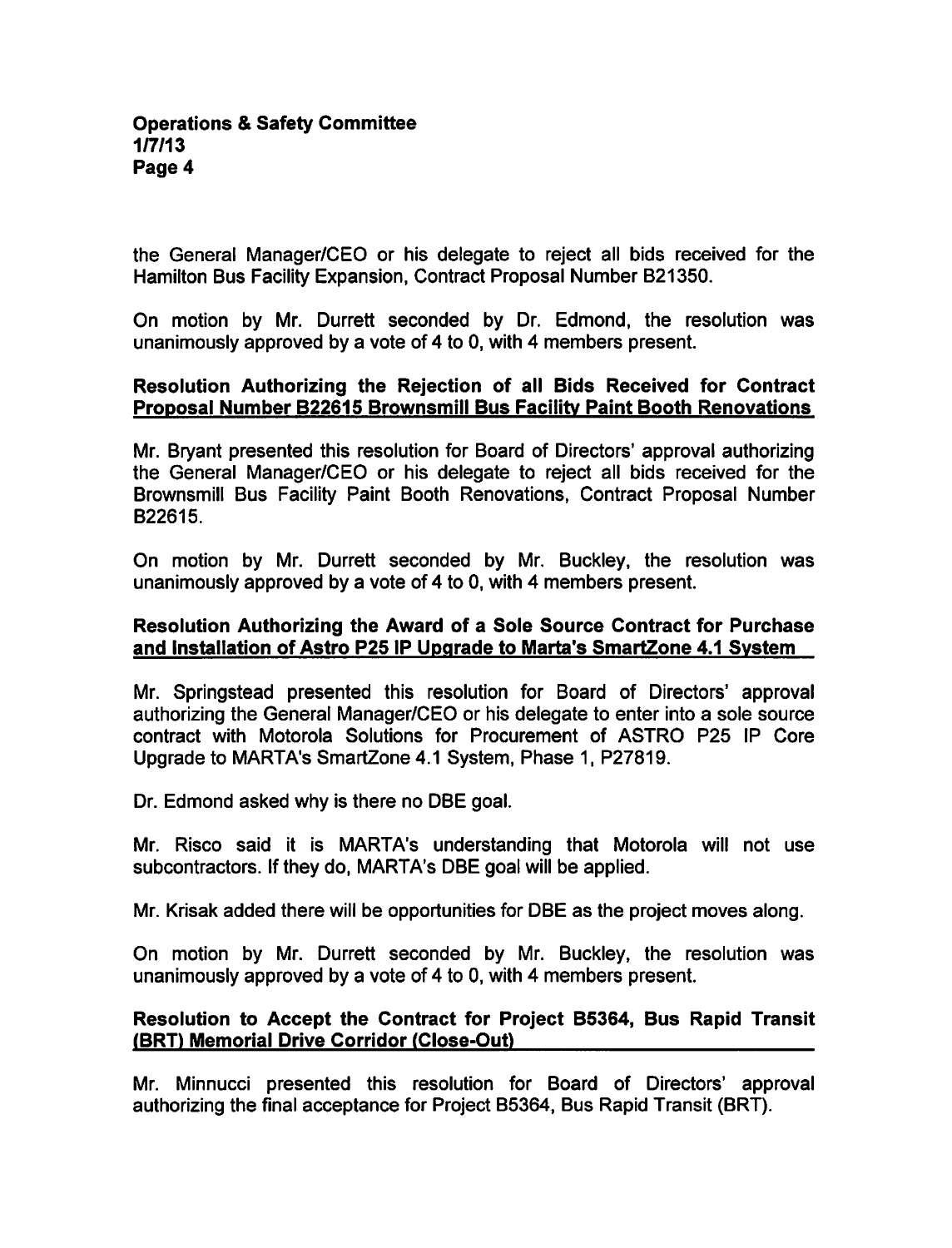the General Manager/CEO or his delegate to reject all bids received for the Hamilton Bus Facility Expansion, Contract Proposal Number B21350.

On motion by Mr. Durrett seconded by Dr. Edmond, the resolution was unanimously approved by a vote of 4 to 0, with 4 members present.

**Resolution Authorizing the Rejection of all Bids Received for Contract Proposal Number B22615 Brownsmill Bus Facility Paint Booth Renovations**

Mr. Bryant presented this resolution for Board of Directors' approval authorizing the General Manager/CEO or his delegate to reject all bids received for the Brownsmill Bus Facility Paint Booth Renovations, Contract Proposal Number B22615.

On motion by Mr. Durrett seconded by Mr. Buckley, the resolution was unanimously approved by a vote of 4 to 0, with 4 members present.

**Resolution Authorizing the Award of a Sole Source Contract for Purchase and Installation of Astro P25 IP Upgrade to Marta's SmartZone 4.1 System**

Mr. Springstead presented this resolution for Board of Directors' approval authorizing the General Manager/CEO or his delegate to enter into a sole source contract with Motorola Solutions for Procurement of ASTRO P25 IP Core Upgrade to MARTA's SmartZone 4.1 System, Phase 1, P27819.

Dr. Edmond asked why is there no DBE goal.

Mr. Risco said it is MARTA's understanding that Motorola will not use subcontractors. If they do, MARTA's DBE goal will be applied.

Mr. Krisak added there will be opportunities for DBE as the project moves along.

On motion by Mr. Durrett seconded by Mr. Buckley, the resolution was unanimously approved by a vote of 4 to 0, with 4 members present.

**Resolution to Accept the Contract for Project B5364, Bus Rapid Transit (BRT) Memorial Drive Corridor (Close-Out)**

Mr. Minnucci presented this resolution for Board of Directors' approval authorizing the final acceptance for Project B5364, Bus Rapid Transit (BRT).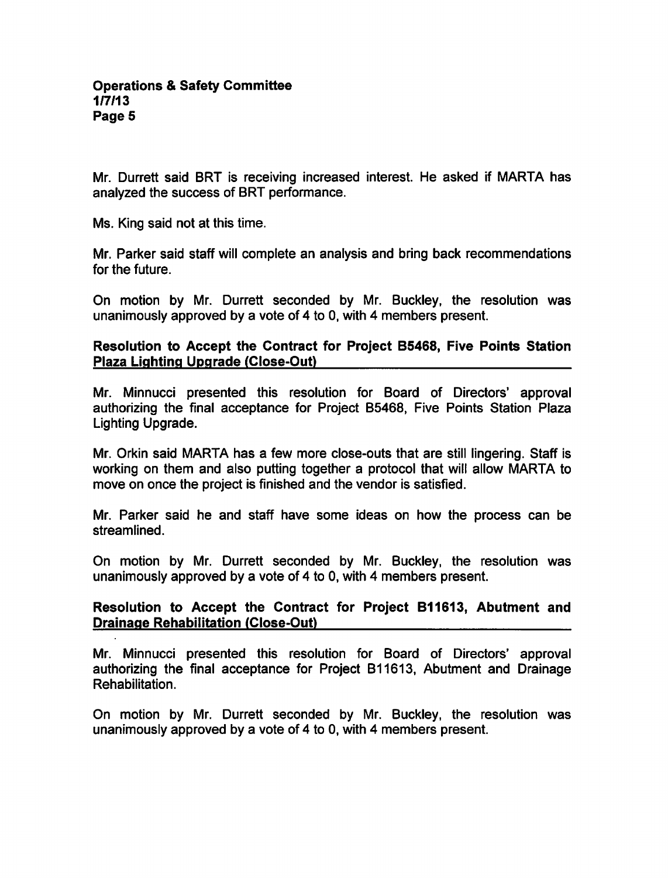Mr. Durrett said BRT is receiving increased interest. He asked if MARTA has analyzed the success of BRT performance.

Ms. King said not at this time.

Mr. Parker said staff will complete an analysis and bring back recommendations for the future.

On motion by Mr. Durrett seconded by Mr. Buckley, the resolution was unanimously approved by a vote of 4 to 0, with 4 members present.

**Resolution to Accept the Contract for Project B5468, Five Points Station Plaza Lighting Upgrade (Close-Out)**

Mr. Minnucci presented this resolution for Board of Directors' approval authorizing the final acceptance for Project B5468, Five Points Station Plaza Lighting Upgrade.

Mr. Orkin said MARTA has a few more close-outs that are still lingering. Staff is working on them and also putting together a protocol that will allow MARTA to move on once the project is finished and the vendor is satisfied.

Mr. Parker said he and staff have some ideas on how the process can be streamlined.

On motion by Mr. Durrett seconded by Mr. Buckley, the resolution was unanimously approved by a vote of 4 to 0, with 4 members present.

**Resolution to Accept the Contract for Project B11613, Abutment and Drainage Rehabilitation (Close-Out)**

Mr. Minnucci presented this resolution for Board of Directors' approval authorizing the final acceptance for Project B11613, Abutment and Drainage Rehabilitation.

On motion by Mr. Durrett seconded by Mr. Buckley, the resolution was unanimously approved by a vote of 4 to 0, with 4 members present.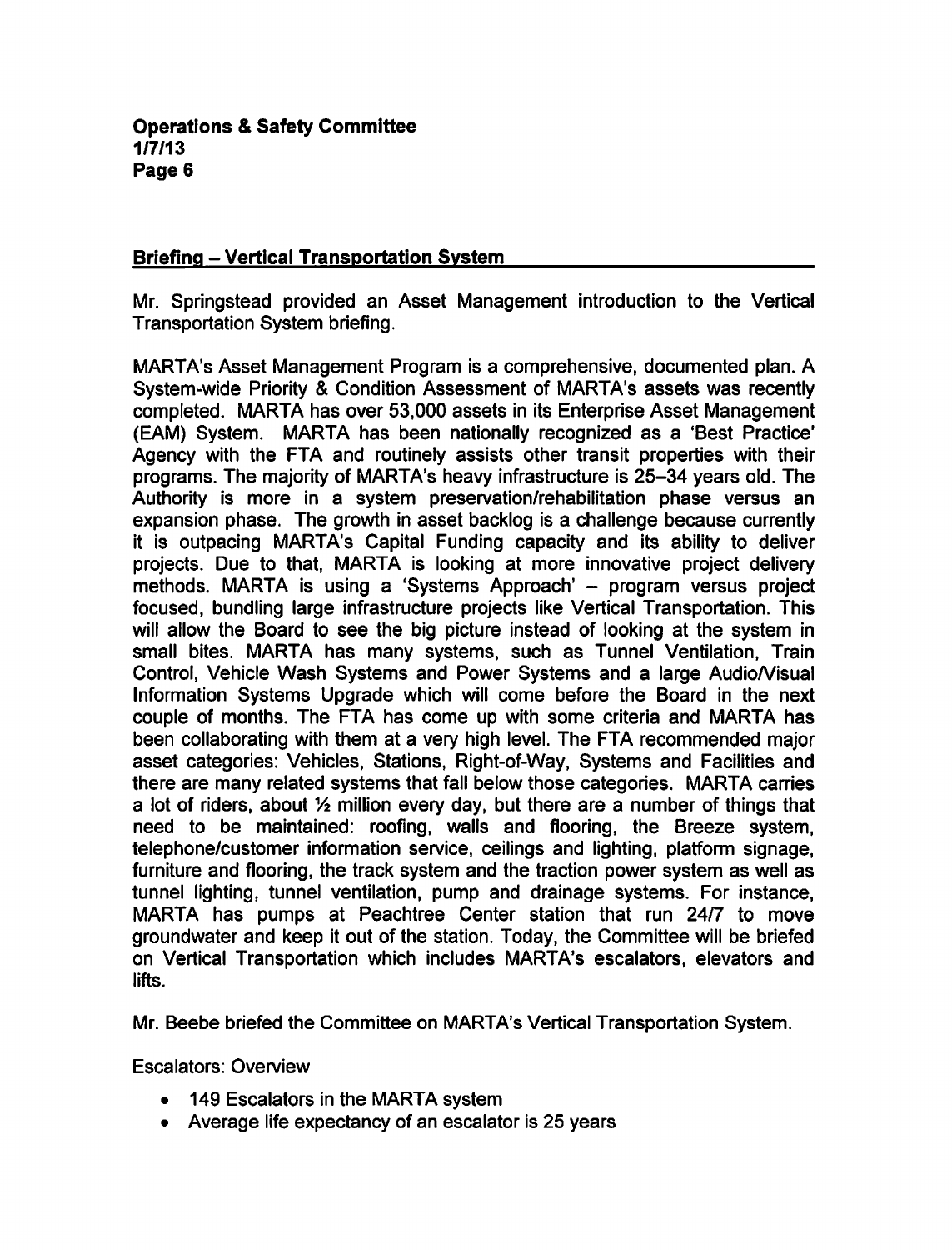## Briefing – Vertical Transportation System

Mr. Springstead provided an Asset Management introduction to the Vertical Transportation System briefing.

MARTA's Asset Management Program is a comprehensive, documented plan. A System-wide Priority & Condition Assessment of MARTA's assets was recently completed. MARTA has over 53,000 assets in its Enterprise Asset Management (EAM) System. MARTA has been nationally recognized as a 'Best Practice' Agency with the FTA and routinely assists other transit properties with their programs. The majority of MARTA's heavy infrastructure is 25–34 years old. The Authority is more in a system preservation/rehabilitation phase versus an expansion phase. The growth in asset backlog is a challenge because currently it is outpacing MARTA's Capital Funding capacity and its ability to deliver projects. Due to that, MARTA is looking at more innovative project delivery methods. MARTA is using a 'Systems Approach' – program versus project focused, bundling large infrastructure projects like Vertical Transportation. This will allow the Board to see the big picture instead of looking at the system in small bites. MARTA has many systems, such as Tunnel Ventilation, Train Control, Vehicle Wash Systems and Power Systems and a large Audio/Visual Information Systems Upgrade which will come before the Board in the next couple of months. The FTA has come up with some criteria and MARTA has been collaborating with them at a very high level. The FTA recommended major asset categories: Vehicles, Stations, Right-of-Way, Systems and Facilities and there are many related systems that fall below those categories. MARTA carries a lot of riders, about ½ million every day, but there are a number of things that need to be maintained: roofing, walls and flooring, the Breeze system, telephone/customer information service, ceilings and lighting, platform signage, furniture and flooring, the track system and the traction power system as well as tunnel lighting, tunnel ventilation, pump and drainage systems. For instance, MARTA has pumps at Peachtree Center station that run 24/7 to move groundwater and keep it out of the station. Today, the Committee will be briefed on Vertical Transportation which includes MARTA's escalators, elevators and lifts.

Mr. Beebe briefed the Committee on MARTA's Vertical Transportation System.

Escalators: Overview

- 149 Escalators in the MARTA system
- Average life expectancy of an escalator is 25 years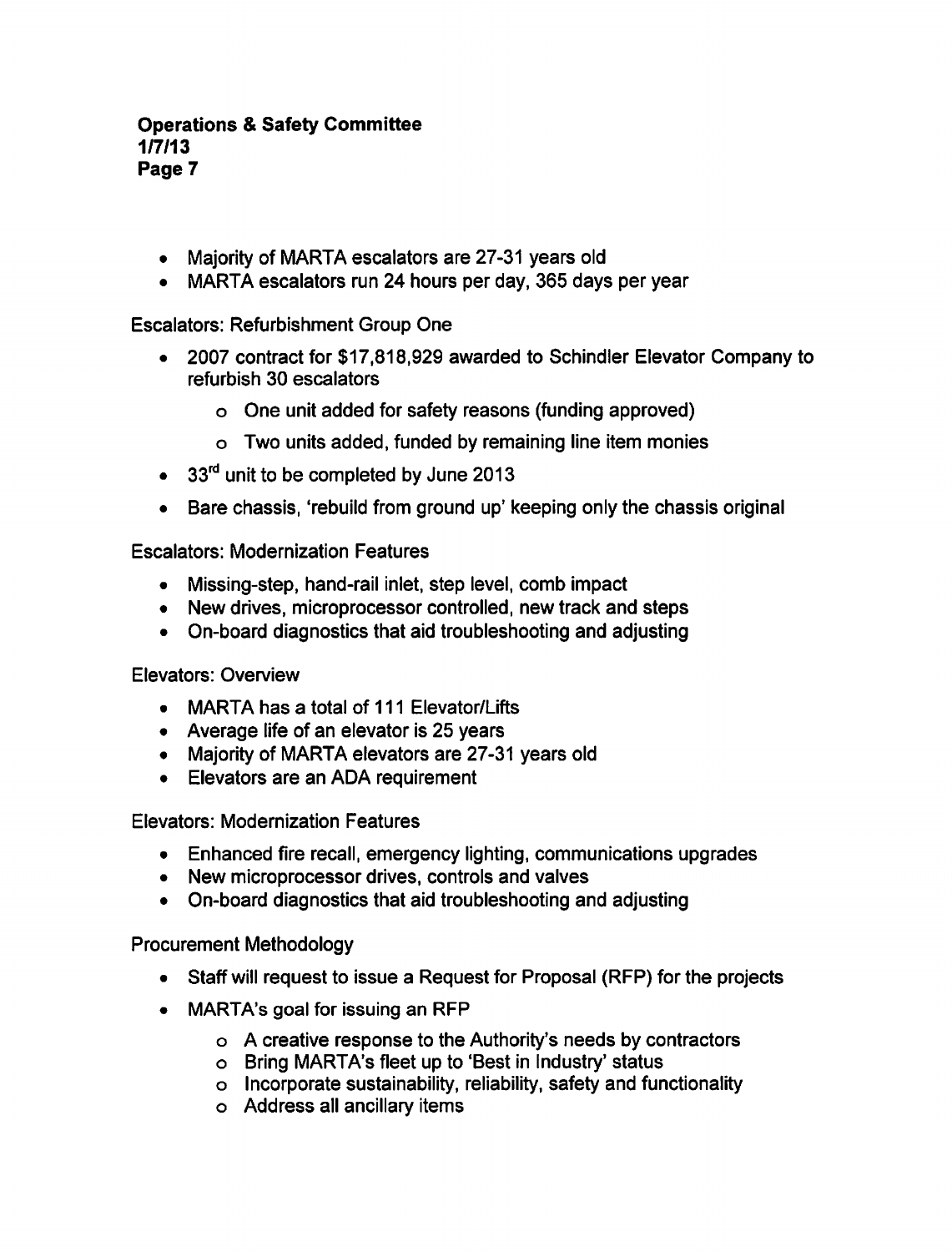- Majority of MARTA escalators are 27-31 years old
- MARTA escalators run 24 hours per day, 365 days per year

Escalators: Refurbishment Group One

- 2007 contract for $17,818,929 awarded to Schindler Elevator Company to refurbish 30 escalators
  - One unit added for safety reasons (funding approved)
  - Two units added, funded by remaining line item monies
- 33rd unit to be completed by June 2013
- Bare chassis, 'rebuild from ground up' keeping only the chassis original

Escalators: Modernization Features

- Missing-step, hand-rail inlet, step level, comb impact
- New drives, microprocessor controlled, new track and steps
- On-board diagnostics that aid troubleshooting and adjusting

Elevators: Overview

- MARTA has a total of 111 Elevator/Lifts
- Average life of an elevator is 25 years
- Majority of MARTA elevators are 27-31 years old
- Elevators are an ADA requirement

Elevators: Modernization Features

- Enhanced fire recall, emergency lighting, communications upgrades
- New microprocessor drives, controls and valves
- On-board diagnostics that aid troubleshooting and adjusting

Procurement Methodology

- Staff will request to issue a Request for Proposal (RFP) for the projects
- MARTA's goal for issuing an RFP
  - A creative response to the Authority's needs by contractors
  - Bring MARTA's fleet up to 'Best in Industry' status
  - Incorporate sustainability, reliability, safety and functionality
  - Address all ancillary items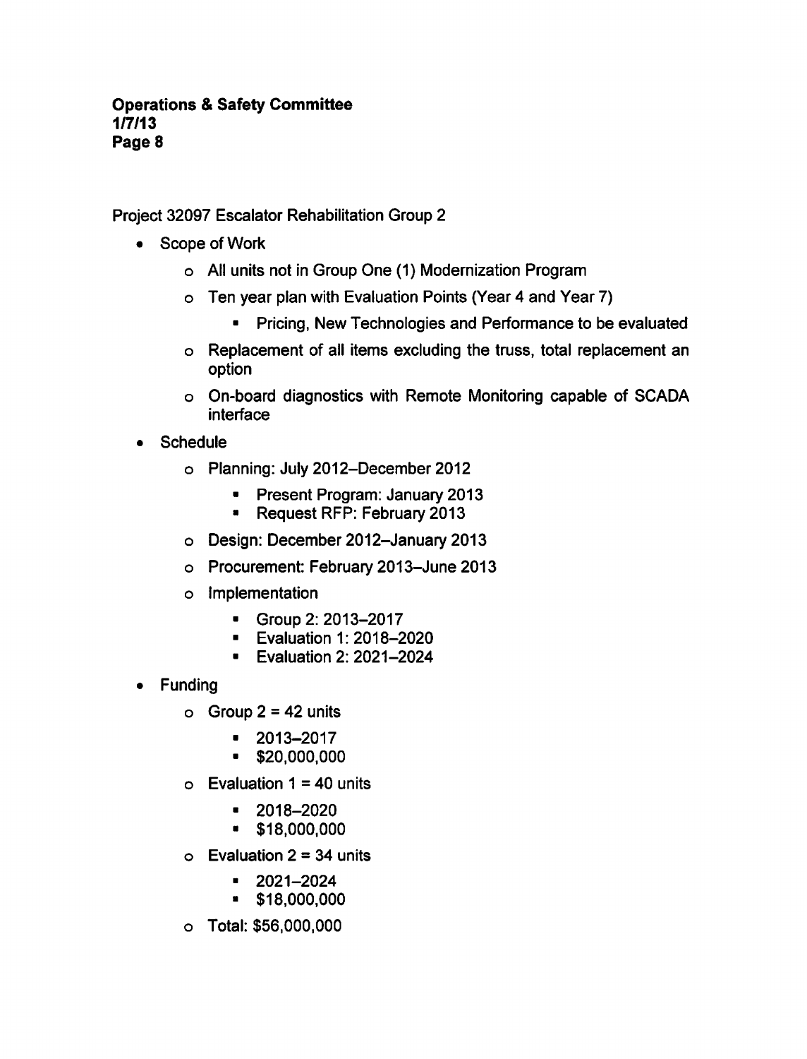Project 32097 Escalator Rehabilitation Group 2

- Scope of Work
  - All units not in Group One (1) Modernization Program
  - Ten year plan with Evaluation Points (Year 4 and Year 7)
    - Pricing, New Technologies and Performance to be evaluated
  - Replacement of all items excluding the truss, total replacement an option
  - On-board diagnostics with Remote Monitoring capable of SCADA interface
- Schedule
  - Planning: July 2012–December 2012
    - Present Program: January 2013
    - Request RFP: February 2013
  - Design: December 2012–January 2013
  - Procurement: February 2013–June 2013
  - Implementation
    - Group 2: 2013–2017
    - Evaluation 1: 2018–2020
    - Evaluation 2: 2021–2024
- Funding
  - Group 2 = 42 units
    - 2013–2017
    - $20,000,000
  - Evaluation 1 = 40 units
    - 2018–2020
    - $18,000,000
  - Evaluation 2 = 34 units
    - 2021–2024
    - $18,000,000
  - Total: $56,000,000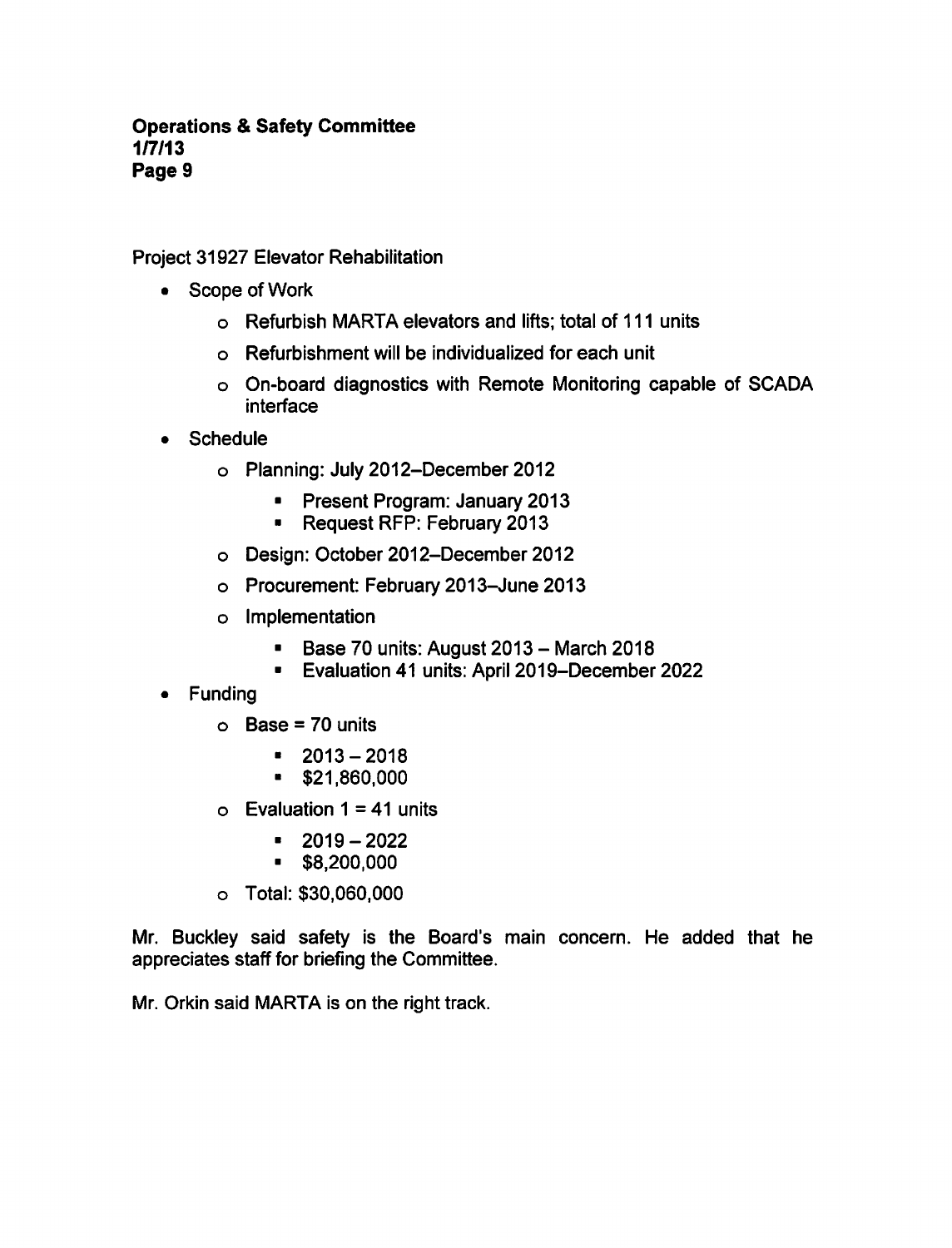Project 31927 Elevator Rehabilitation

- Scope of Work
  - Refurbish MARTA elevators and lifts; total of 111 units
  - Refurbishment will be individualized for each unit
  - On-board diagnostics with Remote Monitoring capable of SCADA interface
- Schedule
  - Planning: July 2012–December 2012
    - Present Program: January 2013
    - Request RFP: February 2013
  - Design: October 2012–December 2012
  - Procurement: February 2013–June 2013
  - Implementation
    - Base 70 units: August 2013 – March 2018
    - Evaluation 41 units: April 2019–December 2022
- Funding
  - Base = 70 units
    - 2013 – 2018
    - $21,860,000
  - Evaluation 1 = 41 units
    - 2019 – 2022
    - $8,200,000
  - Total: $30,060,000

Mr. Buckley said safety is the Board's main concern. He added that he appreciates staff for briefing the Committee.

Mr. Orkin said MARTA is on the right track.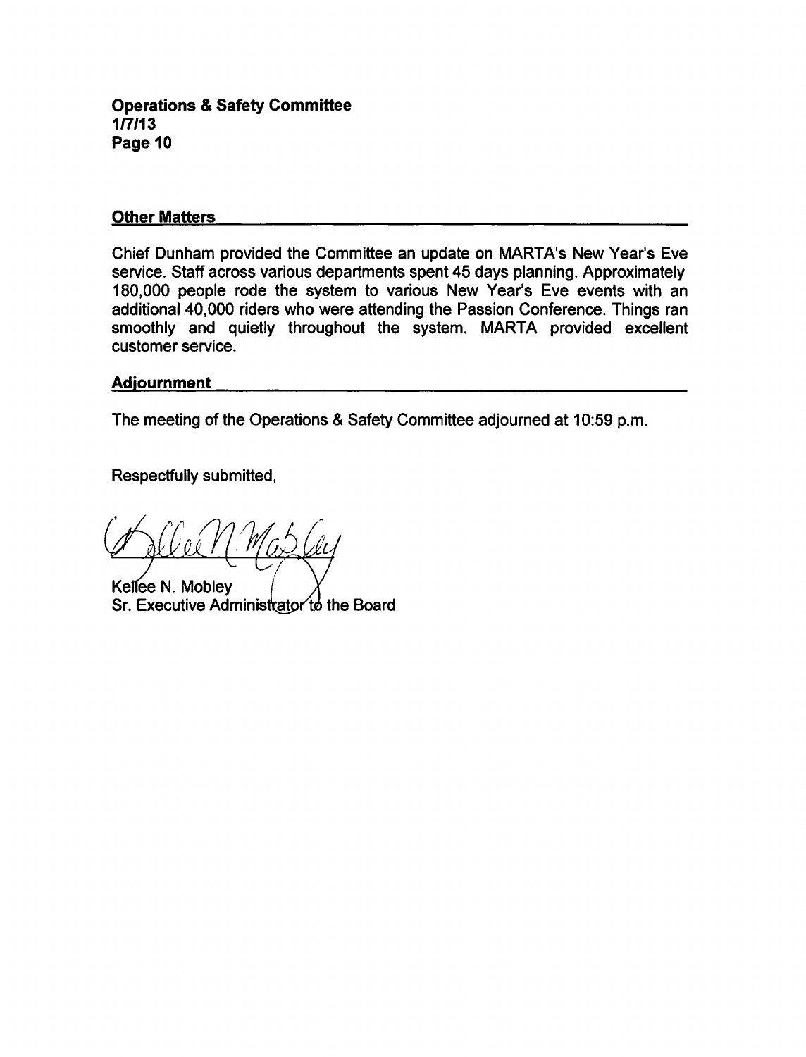**Operations & Safety Committee**
**1/7/13**
**Page 10**

## Other Matters

Chief Dunham provided the Committee an update on MARTA's New Year's Eve service. Staff across various departments spent 45 days planning. Approximately 180,000 people rode the system to various New Year's Eve events with an additional 40,000 riders who were attending the Passion Conference. Things ran smoothly and quietly throughout the system. MARTA provided excellent customer service.

## Adjournment

The meeting of the Operations & Safety Committee adjourned at 10:59 p.m.

Respectfully submitted,

Kellee N. Mobley
Sr. Executive Administrator to the Board